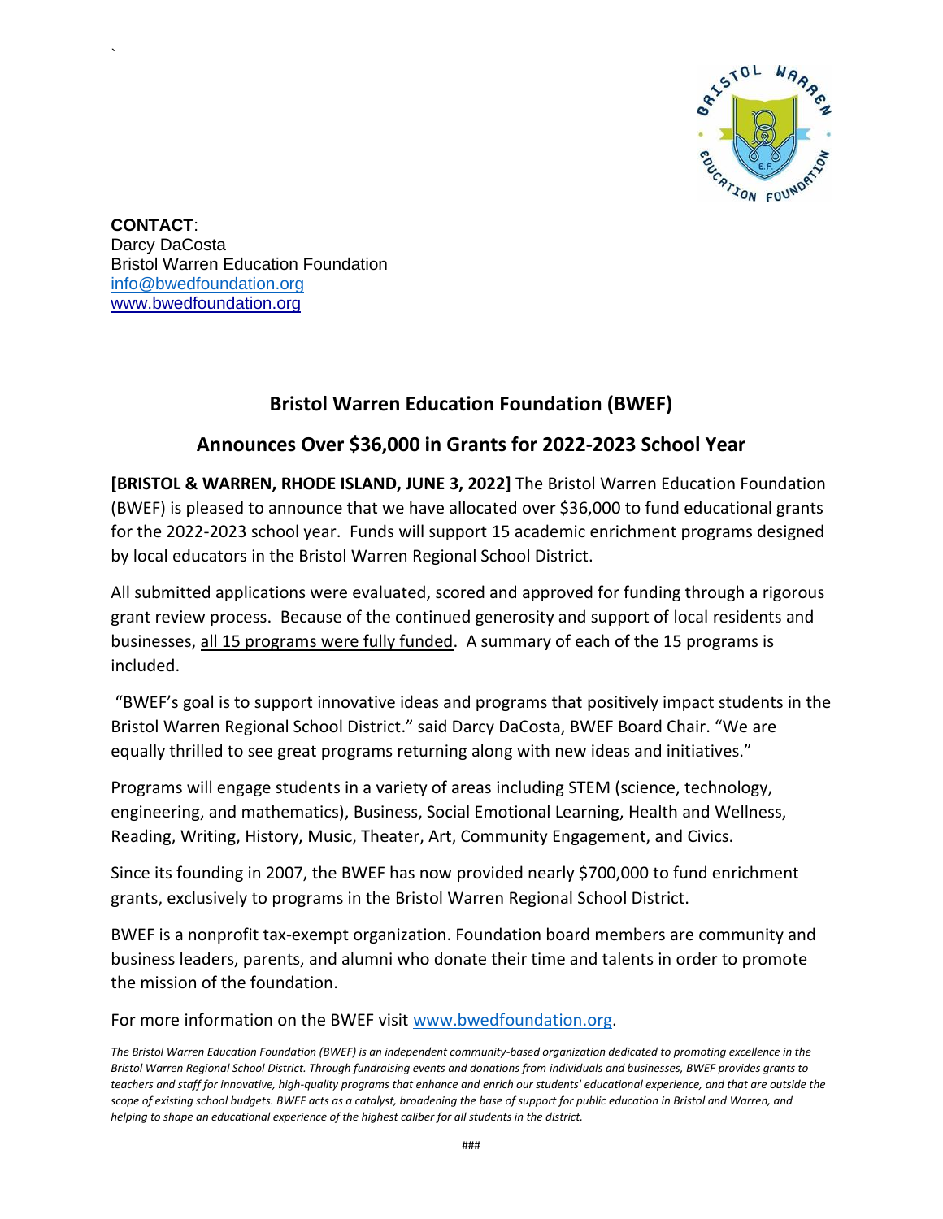**CONTACT**:
Darcy DaCosta
Bristol Warren Education Foundation
info@bwedfoundation.org
www.bwedfoundation.org

## Bristol Warren Education Foundation (BWEF)

## Announces Over $36,000 in Grants for 2022-2023 School Year

**[BRISTOL & WARREN, RHODE ISLAND, JUNE 3, 2022]** The Bristol Warren Education Foundation (BWEF) is pleased to announce that we have allocated over $36,000 to fund educational grants for the 2022-2023 school year. Funds will support 15 academic enrichment programs designed by local educators in the Bristol Warren Regional School District.

All submitted applications were evaluated, scored and approved for funding through a rigorous grant review process. Because of the continued generosity and support of local residents and businesses, all 15 programs were fully funded. A summary of each of the 15 programs is included.

"BWEF's goal is to support innovative ideas and programs that positively impact students in the Bristol Warren Regional School District." said Darcy DaCosta, BWEF Board Chair. "We are equally thrilled to see great programs returning along with new ideas and initiatives."

Programs will engage students in a variety of areas including STEM (science, technology, engineering, and mathematics), Business, Social Emotional Learning, Health and Wellness, Reading, Writing, History, Music, Theater, Art, Community Engagement, and Civics.

Since its founding in 2007, the BWEF has now provided nearly $700,000 to fund enrichment grants, exclusively to programs in the Bristol Warren Regional School District.

BWEF is a nonprofit tax-exempt organization. Foundation board members are community and business leaders, parents, and alumni who donate their time and talents in order to promote the mission of the foundation.

For more information on the BWEF visit www.bwedfoundation.org.

*The Bristol Warren Education Foundation (BWEF) is an independent community-based organization dedicated to promoting excellence in the Bristol Warren Regional School District. Through fundraising events and donations from individuals and businesses, BWEF provides grants to teachers and staff for innovative, high-quality programs that enhance and enrich our students' educational experience, and that are outside the scope of existing school budgets. BWEF acts as a catalyst, broadening the base of support for public education in Bristol and Warren, and helping to shape an educational experience of the highest caliber for all students in the district.*

###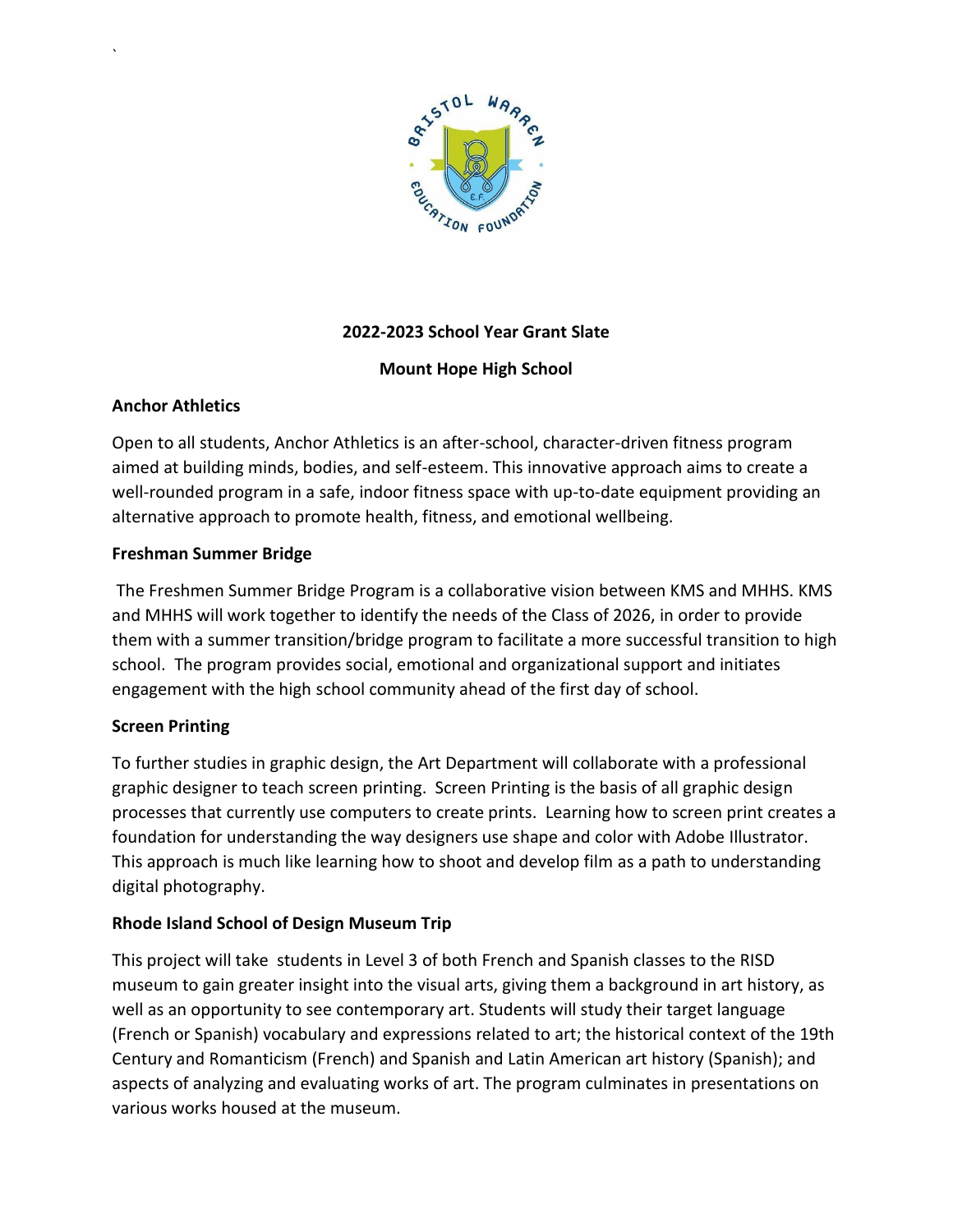**2022-2023 School Year Grant Slate**

**Mount Hope High School**

**Anchor Athletics**

Open to all students, Anchor Athletics is an after-school, character-driven fitness program aimed at building minds, bodies, and self-esteem. This innovative approach aims to create a well-rounded program in a safe, indoor fitness space with up-to-date equipment providing an alternative approach to promote health, fitness, and emotional wellbeing.

**Freshman Summer Bridge**

The Freshmen Summer Bridge Program is a collaborative vision between KMS and MHHS. KMS and MHHS will work together to identify the needs of the Class of 2026, in order to provide them with a summer transition/bridge program to facilitate a more successful transition to high school. The program provides social, emotional and organizational support and initiates engagement with the high school community ahead of the first day of school.

**Screen Printing**

To further studies in graphic design, the Art Department will collaborate with a professional graphic designer to teach screen printing. Screen Printing is the basis of all graphic design processes that currently use computers to create prints. Learning how to screen print creates a foundation for understanding the way designers use shape and color with Adobe Illustrator. This approach is much like learning how to shoot and develop film as a path to understanding digital photography.

**Rhode Island School of Design Museum Trip**

This project will take students in Level 3 of both French and Spanish classes to the RISD museum to gain greater insight into the visual arts, giving them a background in art history, as well as an opportunity to see contemporary art. Students will study their target language (French or Spanish) vocabulary and expressions related to art; the historical context of the 19th Century and Romanticism (French) and Spanish and Latin American art history (Spanish); and aspects of analyzing and evaluating works of art. The program culminates in presentations on various works housed at the museum.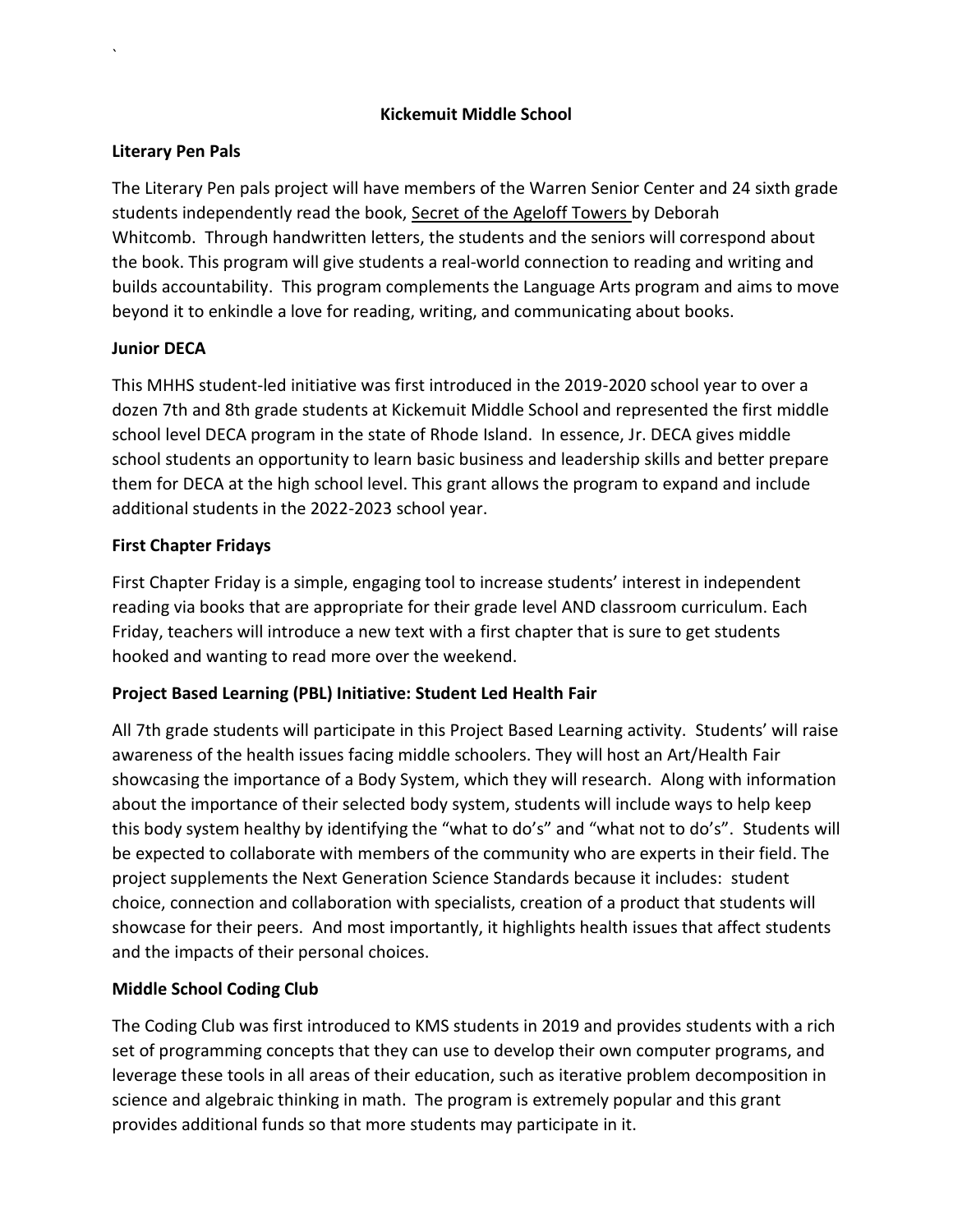# Kickemuit Middle School

## Literary Pen Pals

The Literary Pen pals project will have members of the Warren Senior Center and 24 sixth grade students independently read the book, Secret of the Ageloff Towers by Deborah Whitcomb. Through handwritten letters, the students and the seniors will correspond about the book. This program will give students a real-world connection to reading and writing and builds accountability. This program complements the Language Arts program and aims to move beyond it to enkindle a love for reading, writing, and communicating about books.

## Junior DECA

This MHHS student-led initiative was first introduced in the 2019-2020 school year to over a dozen 7th and 8th grade students at Kickemuit Middle School and represented the first middle school level DECA program in the state of Rhode Island. In essence, Jr. DECA gives middle school students an opportunity to learn basic business and leadership skills and better prepare them for DECA at the high school level. This grant allows the program to expand and include additional students in the 2022-2023 school year.

## First Chapter Fridays

First Chapter Friday is a simple, engaging tool to increase students' interest in independent reading via books that are appropriate for their grade level AND classroom curriculum. Each Friday, teachers will introduce a new text with a first chapter that is sure to get students hooked and wanting to read more over the weekend.

## Project Based Learning (PBL) Initiative: Student Led Health Fair

All 7th grade students will participate in this Project Based Learning activity. Students' will raise awareness of the health issues facing middle schoolers. They will host an Art/Health Fair showcasing the importance of a Body System, which they will research. Along with information about the importance of their selected body system, students will include ways to help keep this body system healthy by identifying the "what to do's" and "what not to do's". Students will be expected to collaborate with members of the community who are experts in their field. The project supplements the Next Generation Science Standards because it includes: student choice, connection and collaboration with specialists, creation of a product that students will showcase for their peers. And most importantly, it highlights health issues that affect students and the impacts of their personal choices.

## Middle School Coding Club

The Coding Club was first introduced to KMS students in 2019 and provides students with a rich set of programming concepts that they can use to develop their own computer programs, and leverage these tools in all areas of their education, such as iterative problem decomposition in science and algebraic thinking in math. The program is extremely popular and this grant provides additional funds so that more students may participate in it.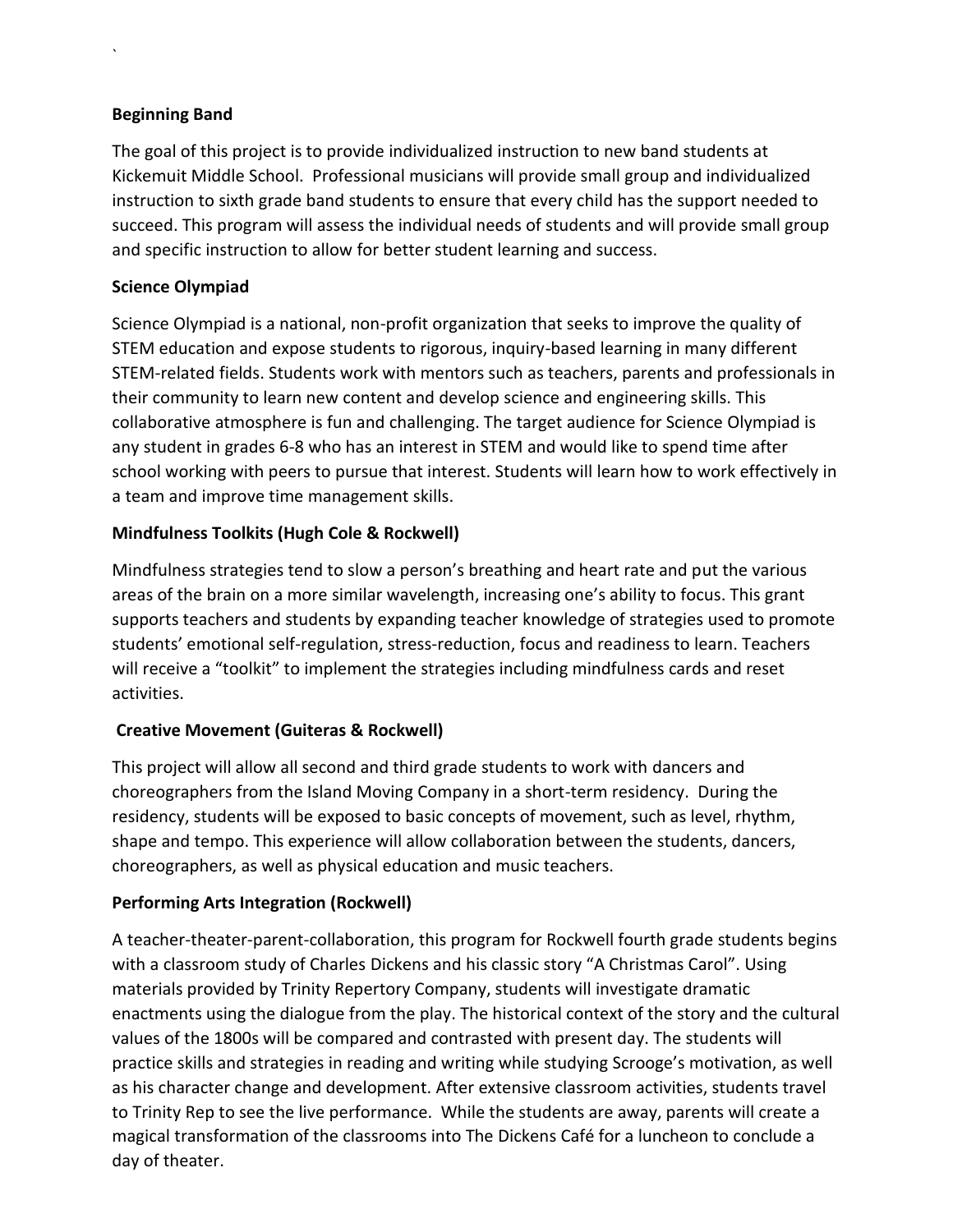**Beginning Band**

The goal of this project is to provide individualized instruction to new band students at Kickemuit Middle School. Professional musicians will provide small group and individualized instruction to sixth grade band students to ensure that every child has the support needed to succeed. This program will assess the individual needs of students and will provide small group and specific instruction to allow for better student learning and success.

**Science Olympiad**

Science Olympiad is a national, non-profit organization that seeks to improve the quality of STEM education and expose students to rigorous, inquiry-based learning in many different STEM-related fields. Students work with mentors such as teachers, parents and professionals in their community to learn new content and develop science and engineering skills. This collaborative atmosphere is fun and challenging. The target audience for Science Olympiad is any student in grades 6-8 who has an interest in STEM and would like to spend time after school working with peers to pursue that interest. Students will learn how to work effectively in a team and improve time management skills.

**Mindfulness Toolkits (Hugh Cole & Rockwell)**

Mindfulness strategies tend to slow a person's breathing and heart rate and put the various areas of the brain on a more similar wavelength, increasing one's ability to focus. This grant supports teachers and students by expanding teacher knowledge of strategies used to promote students' emotional self-regulation, stress-reduction, focus and readiness to learn. Teachers will receive a "toolkit" to implement the strategies including mindfulness cards and reset activities.

**Creative Movement (Guiteras & Rockwell)**

This project will allow all second and third grade students to work with dancers and choreographers from the Island Moving Company in a short-term residency. During the residency, students will be exposed to basic concepts of movement, such as level, rhythm, shape and tempo. This experience will allow collaboration between the students, dancers, choreographers, as well as physical education and music teachers.

**Performing Arts Integration (Rockwell)**

A teacher-theater-parent-collaboration, this program for Rockwell fourth grade students begins with a classroom study of Charles Dickens and his classic story "A Christmas Carol". Using materials provided by Trinity Repertory Company, students will investigate dramatic enactments using the dialogue from the play. The historical context of the story and the cultural values of the 1800s will be compared and contrasted with present day. The students will practice skills and strategies in reading and writing while studying Scrooge's motivation, as well as his character change and development. After extensive classroom activities, students travel to Trinity Rep to see the live performance. While the students are away, parents will create a magical transformation of the classrooms into The Dickens Café for a luncheon to conclude a day of theater.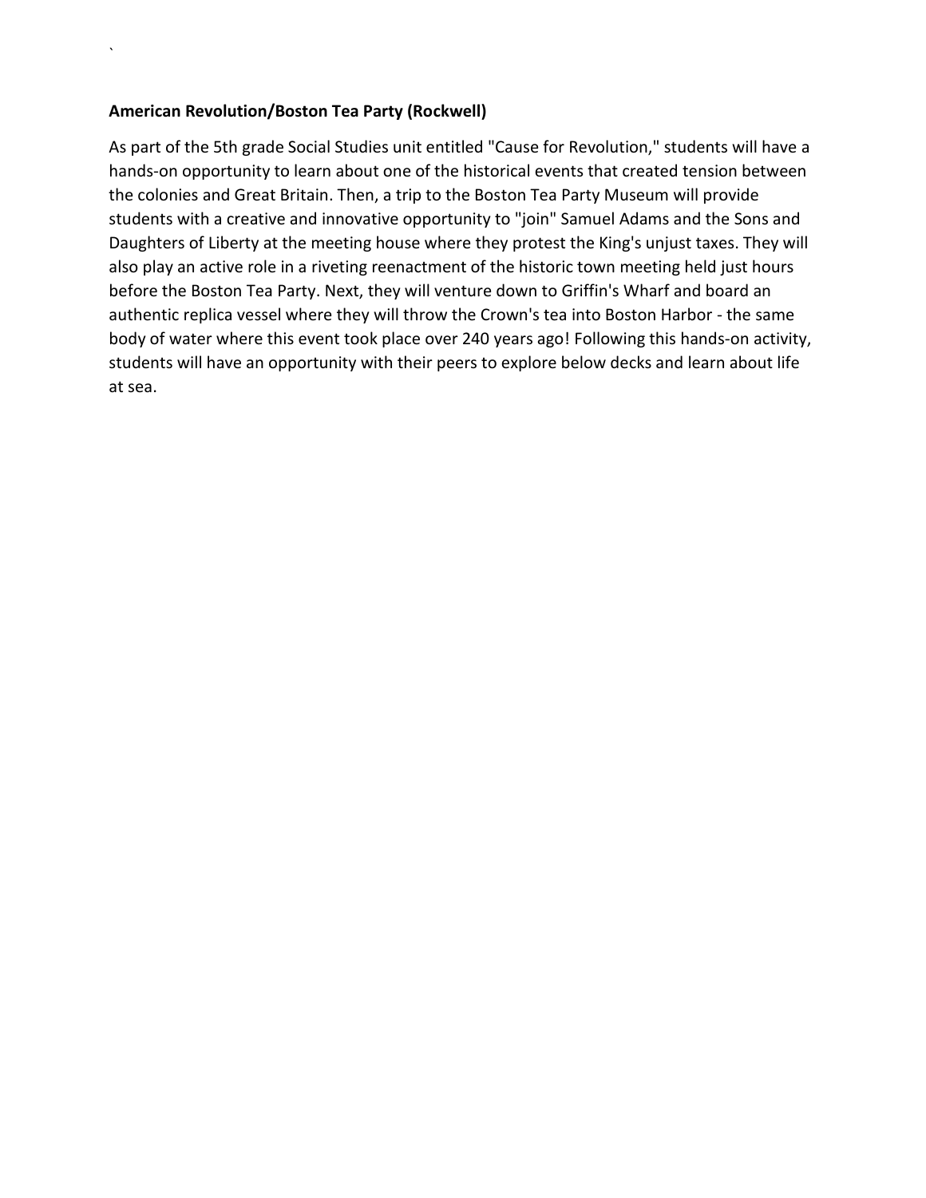`

**American Revolution/Boston Tea Party (Rockwell)**

As part of the 5th grade Social Studies unit entitled "Cause for Revolution," students will have a hands-on opportunity to learn about one of the historical events that created tension between the colonies and Great Britain. Then, a trip to the Boston Tea Party Museum will provide students with a creative and innovative opportunity to "join" Samuel Adams and the Sons and Daughters of Liberty at the meeting house where they protest the King's unjust taxes. They will also play an active role in a riveting reenactment of the historic town meeting held just hours before the Boston Tea Party. Next, they will venture down to Griffin's Wharf and board an authentic replica vessel where they will throw the Crown's tea into Boston Harbor - the same body of water where this event took place over 240 years ago! Following this hands-on activity, students will have an opportunity with their peers to explore below decks and learn about life at sea.